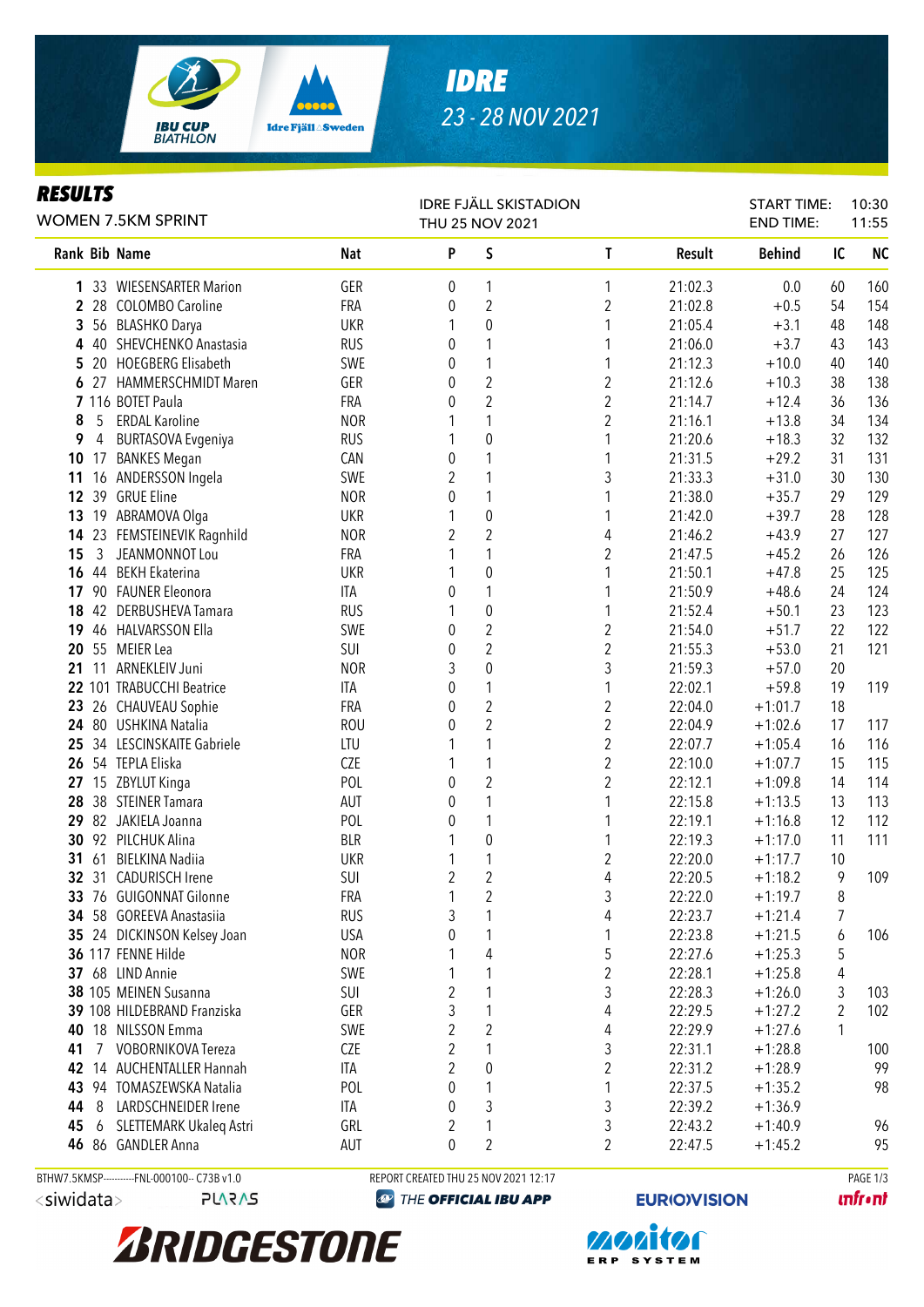# IDRE

23 - 28 NOV 2021

## RESULTS

WOMEN 7.5KM SPRINT

IDRE FJÄLL SKISTADION
THU 25 NOV 2021

START TIME: 10:30
END TIME: 11:55

| Rank | Bib | Name | Nat | P | S | T | Result | Behind | IC | NC |
|---|---|---|---|---|---|---|---|---|---|---|
| 1 | 33 | WIESENSARTER Marion | GER | 0 | 1 | 1 | 21:02.3 | 0.0 | 60 | 160 |
| 2 | 28 | COLOMBO Caroline | FRA | 0 | 2 | 2 | 21:02.8 | +0.5 | 54 | 154 |
| 3 | 56 | BLASHKO Darya | UKR | 1 | 0 | 1 | 21:05.4 | +3.1 | 48 | 148 |
| 4 | 40 | SHEVCHENKO Anastasia | RUS | 0 | 1 | 1 | 21:06.0 | +3.7 | 43 | 143 |
| 5 | 20 | HOEGBERG Elisabeth | SWE | 0 | 1 | 1 | 21:12.3 | +10.0 | 40 | 140 |
| 6 | 27 | HAMMERSCHMIDT Maren | GER | 0 | 2 | 2 | 21:12.6 | +10.3 | 38 | 138 |
| 7 | 116 | BOTET Paula | FRA | 0 | 2 | 2 | 21:14.7 | +12.4 | 36 | 136 |
| 8 | 5 | ERDAL Karoline | NOR | 1 | 1 | 2 | 21:16.1 | +13.8 | 34 | 134 |
| 9 | 4 | BURTASOVA Evgeniya | RUS | 1 | 0 | 1 | 21:20.6 | +18.3 | 32 | 132 |
| 10 | 17 | BANKES Megan | CAN | 0 | 1 | 1 | 21:31.5 | +29.2 | 31 | 131 |
| 11 | 16 | ANDERSSON Ingela | SWE | 2 | 1 | 3 | 21:33.3 | +31.0 | 30 | 130 |
| 12 | 39 | GRUE Eline | NOR | 0 | 1 | 1 | 21:38.0 | +35.7 | 29 | 129 |
| 13 | 19 | ABRAMOVA Olga | UKR | 1 | 0 | 1 | 21:42.0 | +39.7 | 28 | 128 |
| 14 | 23 | FEMSTEINEVIK Ragnhild | NOR | 2 | 2 | 4 | 21:46.2 | +43.9 | 27 | 127 |
| 15 | 3 | JEANMONNOT Lou | FRA | 1 | 1 | 2 | 21:47.5 | +45.2 | 26 | 126 |
| 16 | 44 | BEKH Ekaterina | UKR | 1 | 0 | 1 | 21:50.1 | +47.8 | 25 | 125 |
| 17 | 90 | FAUNER Eleonora | ITA | 0 | 1 | 1 | 21:50.9 | +48.6 | 24 | 124 |
| 18 | 42 | DERBUSHEVA Tamara | RUS | 1 | 0 | 1 | 21:52.4 | +50.1 | 23 | 123 |
| 19 | 46 | HALVARSSON Ella | SWE | 0 | 2 | 2 | 21:54.0 | +51.7 | 22 | 122 |
| 20 | 55 | MEIER Lea | SUI | 0 | 2 | 2 | 21:55.3 | +53.0 | 21 | 121 |
| 21 | 11 | ARNEKLEIV Juni | NOR | 3 | 0 | 3 | 21:59.3 | +57.0 | 20 | |
| 22 | 101 | TRABUCCHI Beatrice | ITA | 0 | 1 | 1 | 22:02.1 | +59.8 | 19 | 119 |
| 23 | 26 | CHAUVEAU Sophie | FRA | 0 | 2 | 2 | 22:04.0 | +1:01.7 | 18 | |
| 24 | 80 | USHKINA Natalia | ROU | 0 | 2 | 2 | 22:04.9 | +1:02.6 | 17 | 117 |
| 25 | 34 | LESCINSKAITE Gabriele | LTU | 1 | 1 | 2 | 22:07.7 | +1:05.4 | 16 | 116 |
| 26 | 54 | TEPLA Eliska | CZE | 1 | 1 | 2 | 22:10.0 | +1:07.7 | 15 | 115 |
| 27 | 15 | ZBYLUT Kinga | POL | 0 | 2 | 2 | 22:12.1 | +1:09.8 | 14 | 114 |
| 28 | 38 | STEINER Tamara | AUT | 0 | 1 | 1 | 22:15.8 | +1:13.5 | 13 | 113 |
| 29 | 82 | JAKIELA Joanna | POL | 0 | 1 | 1 | 22:19.1 | +1:16.8 | 12 | 112 |
| 30 | 92 | PILCHUK Alina | BLR | 1 | 0 | 1 | 22:19.3 | +1:17.0 | 11 | 111 |
| 31 | 61 | BIELKINA Nadiia | UKR | 1 | 1 | 2 | 22:20.0 | +1:17.7 | 10 | |
| 32 | 31 | CADURISCH Irene | SUI | 2 | 2 | 4 | 22:20.5 | +1:18.2 | 9 | 109 |
| 33 | 76 | GUIGONNAT Gilonne | FRA | 1 | 2 | 3 | 22:22.0 | +1:19.7 | 8 | |
| 34 | 58 | GOREEVA Anastasiia | RUS | 3 | 1 | 4 | 22:23.7 | +1:21.4 | 7 | |
| 35 | 24 | DICKINSON Kelsey Joan | USA | 0 | 1 | 1 | 22:23.8 | +1:21.5 | 6 | 106 |
| 36 | 117 | FENNE Hilde | NOR | 1 | 4 | 5 | 22:27.6 | +1:25.3 | 5 | |
| 37 | 68 | LIND Annie | SWE | 1 | 1 | 2 | 22:28.1 | +1:25.8 | 4 | |
| 38 | 105 | MEINEN Susanna | SUI | 2 | 1 | 3 | 22:28.3 | +1:26.0 | 3 | 103 |
| 39 | 108 | HILDEBRAND Franziska | GER | 3 | 1 | 4 | 22:29.5 | +1:27.2 | 2 | 102 |
| 40 | 18 | NILSSON Emma | SWE | 2 | 2 | 4 | 22:29.9 | +1:27.6 | 1 | |
| 41 | 7 | VOBORNIKOVA Tereza | CZE | 2 | 1 | 3 | 22:31.1 | +1:28.8 | | 100 |
| 42 | 14 | AUCHENTALLER Hannah | ITA | 2 | 0 | 2 | 22:31.2 | +1:28.9 | | 99 |
| 43 | 94 | TOMASZEWSKA Natalia | POL | 0 | 1 | 1 | 22:37.5 | +1:35.2 | | 98 |
| 44 | 8 | LARDSCHNEIDER Irene | ITA | 0 | 3 | 3 | 22:39.2 | +1:36.9 | | |
| 45 | 6 | SLETTEMARK Ukaleq Astri | GRL | 2 | 1 | 3 | 22:43.2 | +1:40.9 | | 96 |
| 46 | 86 | GANDLER Anna | AUT | 0 | 2 | 2 | 22:47.5 | +1:45.2 | | 95 |

BTHW7.5KMSP----------FNL-000100-- C73B v1.0 REPORT CREATED THU 25 NOV 2021 12:17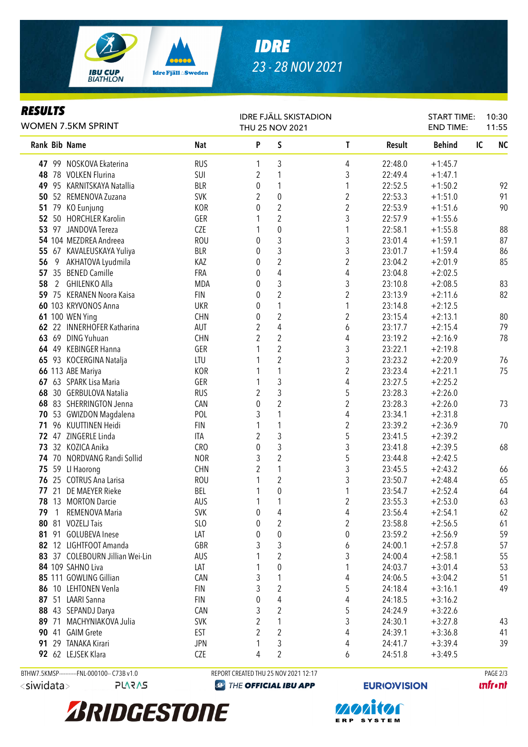# IDRE

23 - 28 NOV 2021

## RESULTS

WOMEN 7.5KM SPRINT

IDRE FJÄLL SKISTADION
THU 25 NOV 2021

START TIME: 10:30
END TIME: 11:55

| Rank | Bib | Name | Nat | P | S | T | Result | Behind | IC | NC |
|---|---|---|---|---|---|---|---|---|---|---|
| 47 | 99 | NOSKOVA Ekaterina | RUS | 1 | 3 | 4 | 22:48.0 | +1:45.7 | | |
| 48 | 78 | VOLKEN Flurina | SUI | 2 | 1 | 3 | 22:49.4 | +1:47.1 | | |
| 49 | 95 | KARNITSKAYA Natallia | BLR | 0 | 1 | 1 | 22:52.5 | +1:50.2 | | 92 |
| 50 | 52 | REMENOVA Zuzana | SVK | 2 | 0 | 2 | 22:53.3 | +1:51.0 | | 91 |
| 51 | 79 | KO Eunjung | KOR | 0 | 2 | 2 | 22:53.9 | +1:51.6 | | 90 |
| 52 | 50 | HORCHLER Karolin | GER | 1 | 2 | 3 | 22:57.9 | +1:55.6 | | |
| 53 | 97 | JANDOVA Tereza | CZE | 1 | 0 | 1 | 22:58.1 | +1:55.8 | | 88 |
| 54 | 104 | MEZDREA Andreea | ROU | 0 | 3 | 3 | 23:01.4 | +1:59.1 | | 87 |
| 55 | 67 | KAVALEUSKAYA Yuliya | BLR | 0 | 3 | 3 | 23:01.7 | +1:59.4 | | 86 |
| 56 | 9 | AKHATOVA Lyudmila | KAZ | 0 | 2 | 2 | 23:04.2 | +2:01.9 | | 85 |
| 57 | 35 | BENED Camille | FRA | 0 | 4 | 4 | 23:04.8 | +2:02.5 | | |
| 58 | 2 | GHILENKO Alla | MDA | 0 | 3 | 3 | 23:10.8 | +2:08.5 | | 83 |
| 59 | 75 | KERANEN Noora Kaisa | FIN | 0 | 2 | 2 | 23:13.9 | +2:11.6 | | 82 |
| 60 | 103 | KRYVONOS Anna | UKR | 0 | 1 | 1 | 23:14.8 | +2:12.5 | | |
| 61 | 100 | WEN Ying | CHN | 0 | 2 | 2 | 23:15.4 | +2:13.1 | | 80 |
| 62 | 22 | INNERHOFER Katharina | AUT | 2 | 4 | 6 | 23:17.7 | +2:15.4 | | 79 |
| 63 | 69 | DING Yuhuan | CHN | 2 | 2 | 4 | 23:19.2 | +2:16.9 | | 78 |
| 64 | 49 | KEBINGER Hanna | GER | 1 | 2 | 3 | 23:22.1 | +2:19.8 | | |
| 65 | 93 | KOCERGINA Natalja | LTU | 1 | 2 | 3 | 23:23.2 | +2:20.9 | | 76 |
| 66 | 113 | ABE Mariya | KOR | 1 | 1 | 2 | 23:23.4 | +2:21.1 | | 75 |
| 67 | 63 | SPARK Lisa Maria | GER | 1 | 3 | 4 | 23:27.5 | +2:25.2 | | |
| 68 | 30 | GERBULOVA Natalia | RUS | 2 | 3 | 5 | 23:28.3 | +2:26.0 | | |
| 68 | 83 | SHERRINGTON Jenna | CAN | 0 | 2 | 2 | 23:28.3 | +2:26.0 | | 73 |
| 70 | 53 | GWIZDON Magdalena | POL | 3 | 1 | 4 | 23:34.1 | +2:31.8 | | |
| 71 | 96 | KUUTTINEN Heidi | FIN | 1 | 1 | 2 | 23:39.2 | +2:36.9 | | 70 |
| 72 | 47 | ZINGERLE Linda | ITA | 2 | 3 | 5 | 23:41.5 | +2:39.2 | | |
| 73 | 32 | KOZICA Anika | CRO | 0 | 3 | 3 | 23:41.8 | +2:39.5 | | 68 |
| 74 | 70 | NORDVANG Randi Sollid | NOR | 3 | 2 | 5 | 23:44.8 | +2:42.5 | | |
| 75 | 59 | LI Haorong | CHN | 2 | 1 | 3 | 23:45.5 | +2:43.2 | | 66 |
| 76 | 25 | COTRUS Ana Larisa | ROU | 1 | 2 | 3 | 23:50.7 | +2:48.4 | | 65 |
| 77 | 21 | DE MAEYER Rieke | BEL | 1 | 0 | 1 | 23:54.7 | +2:52.4 | | 64 |
| 78 | 13 | MORTON Darcie | AUS | 1 | 1 | 2 | 23:55.3 | +2:53.0 | | 63 |
| 79 | 1 | REMENOVA Maria | SVK | 0 | 4 | 4 | 23:56.4 | +2:54.1 | | 62 |
| 80 | 81 | VOZELJ Tais | SLO | 0 | 2 | 2 | 23:58.8 | +2:56.5 | | 61 |
| 81 | 91 | GOLUBEVA Inese | LAT | 0 | 0 | 0 | 23:59.2 | +2:56.9 | | 59 |
| 82 | 12 | LIGHTFOOT Amanda | GBR | 3 | 3 | 6 | 24:00.1 | +2:57.8 | | 57 |
| 83 | 37 | COLEBOURN Jillian Wei-Lin | AUS | 1 | 2 | 3 | 24:00.4 | +2:58.1 | | 55 |
| 84 | 109 | SAHNO Liva | LAT | 1 | 0 | 1 | 24:03.7 | +3:01.4 | | 53 |
| 85 | 111 | GOWLING Gillian | CAN | 3 | 1 | 4 | 24:06.5 | +3:04.2 | | 51 |
| 86 | 10 | LEHTONEN Venla | FIN | 3 | 2 | 5 | 24:18.4 | +3:16.1 | | 49 |
| 87 | 51 | LAARI Sanna | FIN | 0 | 4 | 4 | 24:18.5 | +3:16.2 | | |
| 88 | 43 | SEPANDJ Darya | CAN | 3 | 2 | 5 | 24:24.9 | +3:22.6 | | |
| 89 | 71 | MACHYNIAKOVA Julia | SVK | 2 | 1 | 3 | 24:30.1 | +3:27.8 | | 43 |
| 90 | 41 | GAIM Grete | EST | 2 | 2 | 4 | 24:39.1 | +3:36.8 | | 41 |
| 91 | 29 | TANAKA Kirari | JPN | 1 | 3 | 4 | 24:41.7 | +3:39.4 | | 39 |
| 92 | 62 | LEJSEK Klara | CZE | 4 | 2 | 6 | 24:51.8 | +3:49.5 | | |

BTHW7.5KMSP----------FNL-000100-- C73B v1.0 REPORT CREATED THU 25 NOV 2021 12:17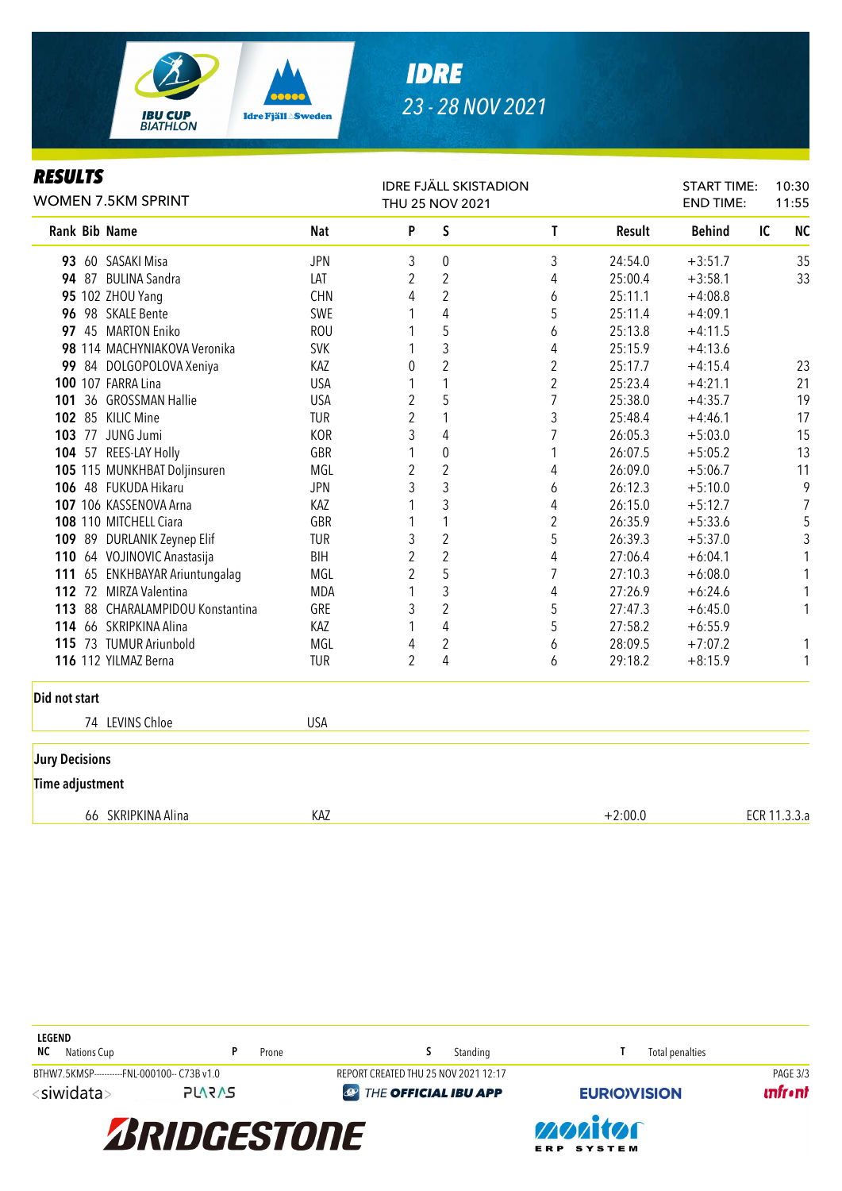# IDRE

23 - 28 NOV 2021

## RESULTS

WOMEN 7.5KM SPRINT

IDRE FJÄLL SKISTADION
THU 25 NOV 2021

START TIME: 10:30
END TIME: 11:55

| Rank | Bib | Name | Nat | P | S | T | Result | Behind | IC | NC |
|---|---|---|---|---|---|---|---|---|---|---|
| **93** | 60 | SASAKI Misa | JPN | 3 | 0 | 3 | 24:54.0 | +3:51.7 | | 35 |
| **94** | 87 | BULINA Sandra | LAT | 2 | 2 | 4 | 25:00.4 | +3:58.1 | | 33 |
| **95** | 102 | ZHOU Yang | CHN | 4 | 2 | 6 | 25:11.1 | +4:08.8 | | |
| **96** | 98 | SKALE Bente | SWE | 1 | 4 | 5 | 25:11.4 | +4:09.1 | | |
| **97** | 45 | MARTON Eniko | ROU | 1 | 5 | 6 | 25:13.8 | +4:11.5 | | |
| **98** | 114 | MACHYNIAKOVA Veronika | SVK | 1 | 3 | 4 | 25:15.9 | +4:13.6 | | |
| **99** | 84 | DOLGOPOLOVA Xeniya | KAZ | 0 | 2 | 2 | 25:17.7 | +4:15.4 | | 23 |
| **100** | 107 | FARRA Lina | USA | 1 | 1 | 2 | 25:23.4 | +4:21.1 | | 21 |
| **101** | 36 | GROSSMAN Hallie | USA | 2 | 5 | 7 | 25:38.0 | +4:35.7 | | 19 |
| **102** | 85 | KILIC Mine | TUR | 2 | 1 | 3 | 25:48.4 | +4:46.1 | | 17 |
| **103** | 77 | JUNG Jumi | KOR | 3 | 4 | 7 | 26:05.3 | +5:03.0 | | 15 |
| **104** | 57 | REES-LAY Holly | GBR | 1 | 0 | 1 | 26:07.5 | +5:05.2 | | 13 |
| **105** | 115 | MUNKHBAT Doljinsuren | MGL | 2 | 2 | 4 | 26:09.0 | +5:06.7 | | 11 |
| **106** | 48 | FUKUDA Hikaru | JPN | 3 | 3 | 6 | 26:12.3 | +5:10.0 | | 9 |
| **107** | 106 | KASSENOVA Arna | KAZ | 1 | 3 | 4 | 26:15.0 | +5:12.7 | | 7 |
| **108** | 110 | MITCHELL Ciara | GBR | 1 | 1 | 2 | 26:35.9 | +5:33.6 | | 5 |
| **109** | 89 | DURLANIK Zeynep Elif | TUR | 3 | 2 | 5 | 26:39.3 | +5:37.0 | | 3 |
| **110** | 64 | VOJINOVIC Anastasija | BIH | 2 | 2 | 4 | 27:06.4 | +6:04.1 | | 1 |
| **111** | 65 | ENKHBAYAR Ariuntungalag | MGL | 2 | 5 | 7 | 27:10.3 | +6:08.0 | | 1 |
| **112** | 72 | MIRZA Valentina | MDA | 1 | 3 | 4 | 27:26.9 | +6:24.6 | | 1 |
| **113** | 88 | CHARALAMPIDOU Konstantina | GRE | 3 | 2 | 5 | 27:47.3 | +6:45.0 | | 1 |
| **114** | 66 | SKRIPKINA Alina | KAZ | 1 | 4 | 5 | 27:58.2 | +6:55.9 | | |
| **115** | 73 | TUMUR Ariunbold | MGL | 4 | 2 | 6 | 28:09.5 | +7:07.2 | | 1 |
| **116** | 112 | YILMAZ Berna | TUR | 2 | 4 | 6 | 29:18.2 | +8:15.9 | | 1 |

### Did not start

| Bib | Name | Nat |
|---|---|---|
| 74 | LEVINS Chloe | USA |

### Jury Decisions

#### Time adjustment

| Bib | Name | Nat | Adjustment | Rule |
|---|---|---|---|---|
| 66 | SKRIPKINA Alina | KAZ | +2:00.0 | ECR 11.3.3.a |

**LEGEND**
**NC** Nations Cup  **P** Prone  **S** Standing  **T** Total penalties

BTHW7.5KMSP----------FNL-000100-- C73B v1.0  REPORT CREATED THU 25 NOV 2021 12:17